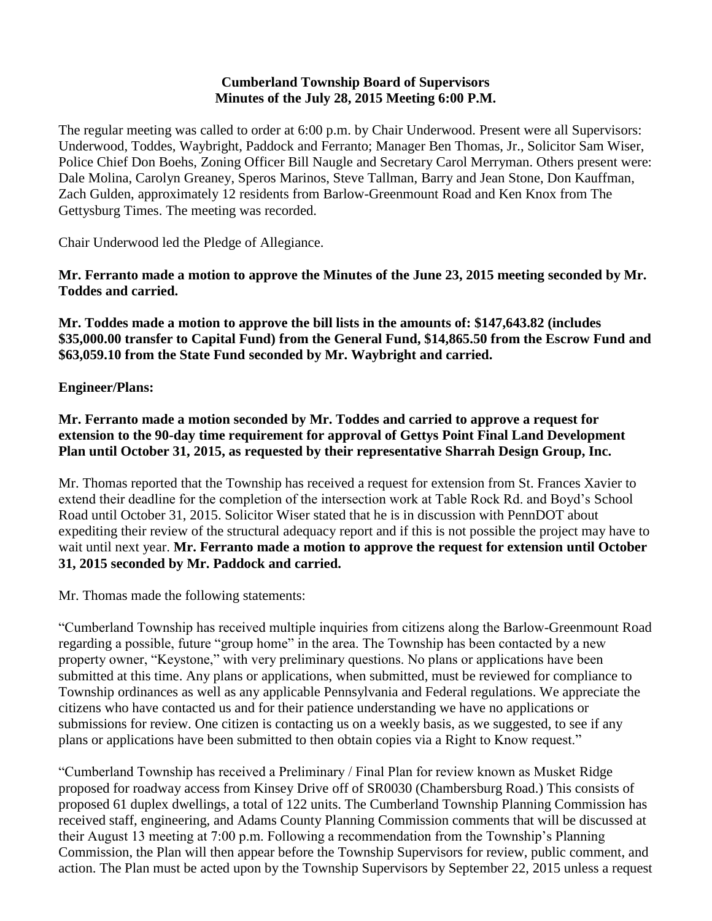**Cumberland Township Board of Supervisors**
**Minutes of the July 28, 2015 Meeting 6:00 P.M.**

The regular meeting was called to order at 6:00 p.m. by Chair Underwood. Present were all Supervisors: Underwood, Toddes, Waybright, Paddock and Ferranto; Manager Ben Thomas, Jr., Solicitor Sam Wiser, Police Chief Don Boehs, Zoning Officer Bill Naugle and Secretary Carol Merryman. Others present were: Dale Molina, Carolyn Greaney, Speros Marinos, Steve Tallman, Barry and Jean Stone, Don Kauffman, Zach Gulden, approximately 12 residents from Barlow-Greenmount Road and Ken Knox from The Gettysburg Times. The meeting was recorded.

Chair Underwood led the Pledge of Allegiance.

**Mr. Ferranto made a motion to approve the Minutes of the June 23, 2015 meeting seconded by Mr. Toddes and carried.**

**Mr. Toddes made a motion to approve the bill lists in the amounts of: $147,643.82 (includes $35,000.00 transfer to Capital Fund) from the General Fund, $14,865.50 from the Escrow Fund and $63,059.10 from the State Fund seconded by Mr. Waybright and carried.**

**Engineer/Plans:**

**Mr. Ferranto made a motion seconded by Mr. Toddes and carried to approve a request for extension to the 90-day time requirement for approval of Gettys Point Final Land Development Plan until October 31, 2015, as requested by their representative Sharrah Design Group, Inc.**

Mr. Thomas reported that the Township has received a request for extension from St. Frances Xavier to extend their deadline for the completion of the intersection work at Table Rock Rd. and Boyd's School Road until October 31, 2015. Solicitor Wiser stated that he is in discussion with PennDOT about expediting their review of the structural adequacy report and if this is not possible the project may have to wait until next year. **Mr. Ferranto made a motion to approve the request for extension until October 31, 2015 seconded by Mr. Paddock and carried.**

Mr. Thomas made the following statements:

"Cumberland Township has received multiple inquiries from citizens along the Barlow-Greenmount Road regarding a possible, future "group home" in the area. The Township has been contacted by a new property owner, "Keystone," with very preliminary questions. No plans or applications have been submitted at this time. Any plans or applications, when submitted, must be reviewed for compliance to Township ordinances as well as any applicable Pennsylvania and Federal regulations. We appreciate the citizens who have contacted us and for their patience understanding we have no applications or submissions for review. One citizen is contacting us on a weekly basis, as we suggested, to see if any plans or applications have been submitted to then obtain copies via a Right to Know request."

"Cumberland Township has received a Preliminary / Final Plan for review known as Musket Ridge proposed for roadway access from Kinsey Drive off of SR0030 (Chambersburg Road.) This consists of proposed 61 duplex dwellings, a total of 122 units. The Cumberland Township Planning Commission has received staff, engineering, and Adams County Planning Commission comments that will be discussed at their August 13 meeting at 7:00 p.m. Following a recommendation from the Township's Planning Commission, the Plan will then appear before the Township Supervisors for review, public comment, and action. The Plan must be acted upon by the Township Supervisors by September 22, 2015 unless a request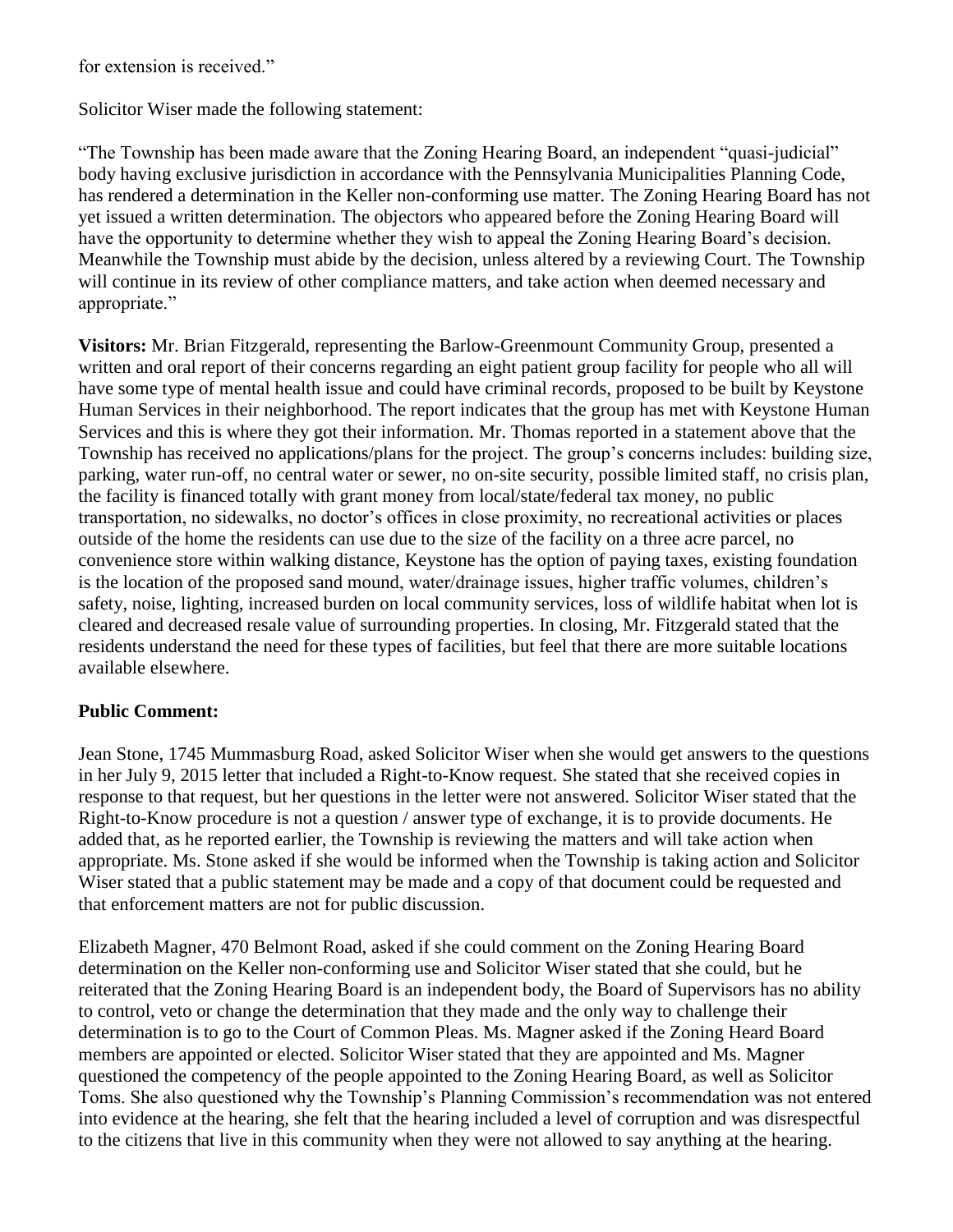for extension is received."

Solicitor Wiser made the following statement:

"The Township has been made aware that the Zoning Hearing Board, an independent "quasi-judicial" body having exclusive jurisdiction in accordance with the Pennsylvania Municipalities Planning Code, has rendered a determination in the Keller non-conforming use matter. The Zoning Hearing Board has not yet issued a written determination. The objectors who appeared before the Zoning Hearing Board will have the opportunity to determine whether they wish to appeal the Zoning Hearing Board's decision. Meanwhile the Township must abide by the decision, unless altered by a reviewing Court. The Township will continue in its review of other compliance matters, and take action when deemed necessary and appropriate."

**Visitors:** Mr. Brian Fitzgerald, representing the Barlow-Greenmount Community Group, presented a written and oral report of their concerns regarding an eight patient group facility for people who all will have some type of mental health issue and could have criminal records, proposed to be built by Keystone Human Services in their neighborhood. The report indicates that the group has met with Keystone Human Services and this is where they got their information. Mr. Thomas reported in a statement above that the Township has received no applications/plans for the project. The group's concerns includes: building size, parking, water run-off, no central water or sewer, no on-site security, possible limited staff, no crisis plan, the facility is financed totally with grant money from local/state/federal tax money, no public transportation, no sidewalks, no doctor's offices in close proximity, no recreational activities or places outside of the home the residents can use due to the size of the facility on a three acre parcel, no convenience store within walking distance, Keystone has the option of paying taxes, existing foundation is the location of the proposed sand mound, water/drainage issues, higher traffic volumes, children's safety, noise, lighting, increased burden on local community services, loss of wildlife habitat when lot is cleared and decreased resale value of surrounding properties. In closing, Mr. Fitzgerald stated that the residents understand the need for these types of facilities, but feel that there are more suitable locations available elsewhere.

**Public Comment:**

Jean Stone, 1745 Mummasburg Road, asked Solicitor Wiser when she would get answers to the questions in her July 9, 2015 letter that included a Right-to-Know request. She stated that she received copies in response to that request, but her questions in the letter were not answered. Solicitor Wiser stated that the Right-to-Know procedure is not a question / answer type of exchange, it is to provide documents. He added that, as he reported earlier, the Township is reviewing the matters and will take action when appropriate. Ms. Stone asked if she would be informed when the Township is taking action and Solicitor Wiser stated that a public statement may be made and a copy of that document could be requested and that enforcement matters are not for public discussion.

Elizabeth Magner, 470 Belmont Road, asked if she could comment on the Zoning Hearing Board determination on the Keller non-conforming use and Solicitor Wiser stated that she could, but he reiterated that the Zoning Hearing Board is an independent body, the Board of Supervisors has no ability to control, veto or change the determination that they made and the only way to challenge their determination is to go to the Court of Common Pleas. Ms. Magner asked if the Zoning Heard Board members are appointed or elected. Solicitor Wiser stated that they are appointed and Ms. Magner questioned the competency of the people appointed to the Zoning Hearing Board, as well as Solicitor Toms. She also questioned why the Township's Planning Commission's recommendation was not entered into evidence at the hearing, she felt that the hearing included a level of corruption and was disrespectful to the citizens that live in this community when they were not allowed to say anything at the hearing.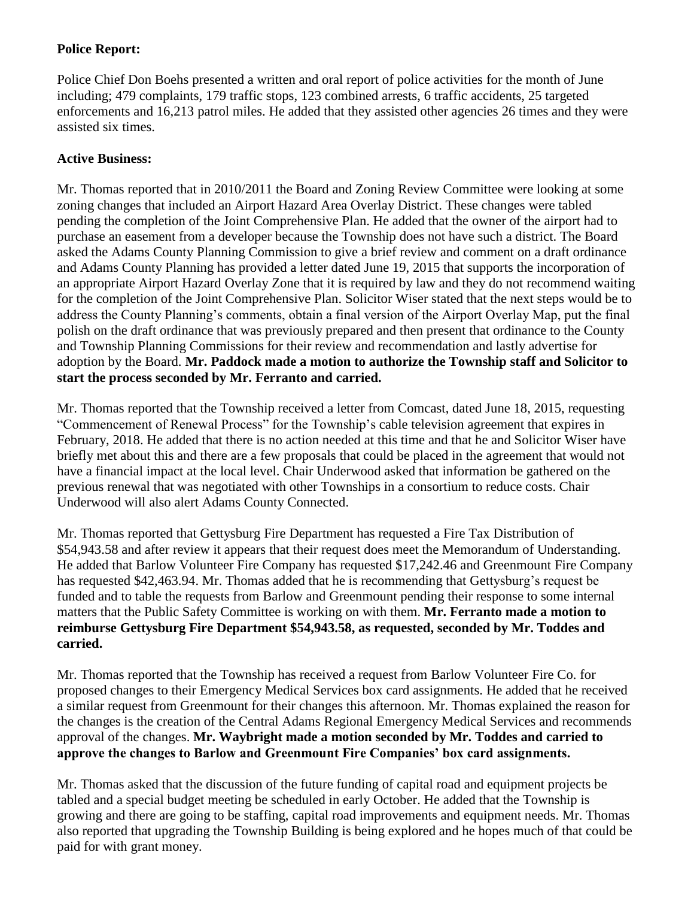**Police Report:**

Police Chief Don Boehs presented a written and oral report of police activities for the month of June including; 479 complaints, 179 traffic stops, 123 combined arrests, 6 traffic accidents, 25 targeted enforcements and 16,213 patrol miles. He added that they assisted other agencies 26 times and they were assisted six times.

**Active Business:**

Mr. Thomas reported that in 2010/2011 the Board and Zoning Review Committee were looking at some zoning changes that included an Airport Hazard Area Overlay District. These changes were tabled pending the completion of the Joint Comprehensive Plan. He added that the owner of the airport had to purchase an easement from a developer because the Township does not have such a district. The Board asked the Adams County Planning Commission to give a brief review and comment on a draft ordinance and Adams County Planning has provided a letter dated June 19, 2015 that supports the incorporation of an appropriate Airport Hazard Overlay Zone that it is required by law and they do not recommend waiting for the completion of the Joint Comprehensive Plan. Solicitor Wiser stated that the next steps would be to address the County Planning's comments, obtain a final version of the Airport Overlay Map, put the final polish on the draft ordinance that was previously prepared and then present that ordinance to the County and Township Planning Commissions for their review and recommendation and lastly advertise for adoption by the Board. **Mr. Paddock made a motion to authorize the Township staff and Solicitor to start the process seconded by Mr. Ferranto and carried.**

Mr. Thomas reported that the Township received a letter from Comcast, dated June 18, 2015, requesting "Commencement of Renewal Process" for the Township's cable television agreement that expires in February, 2018. He added that there is no action needed at this time and that he and Solicitor Wiser have briefly met about this and there are a few proposals that could be placed in the agreement that would not have a financial impact at the local level. Chair Underwood asked that information be gathered on the previous renewal that was negotiated with other Townships in a consortium to reduce costs. Chair Underwood will also alert Adams County Connected.

Mr. Thomas reported that Gettysburg Fire Department has requested a Fire Tax Distribution of $54,943.58 and after review it appears that their request does meet the Memorandum of Understanding. He added that Barlow Volunteer Fire Company has requested $17,242.46 and Greenmount Fire Company has requested $42,463.94. Mr. Thomas added that he is recommending that Gettysburg's request be funded and to table the requests from Barlow and Greenmount pending their response to some internal matters that the Public Safety Committee is working on with them. **Mr. Ferranto made a motion to reimburse Gettysburg Fire Department $54,943.58, as requested, seconded by Mr. Toddes and carried.**

Mr. Thomas reported that the Township has received a request from Barlow Volunteer Fire Co. for proposed changes to their Emergency Medical Services box card assignments. He added that he received a similar request from Greenmount for their changes this afternoon. Mr. Thomas explained the reason for the changes is the creation of the Central Adams Regional Emergency Medical Services and recommends approval of the changes. **Mr. Waybright made a motion seconded by Mr. Toddes and carried to approve the changes to Barlow and Greenmount Fire Companies' box card assignments.**

Mr. Thomas asked that the discussion of the future funding of capital road and equipment projects be tabled and a special budget meeting be scheduled in early October. He added that the Township is growing and there are going to be staffing, capital road improvements and equipment needs. Mr. Thomas also reported that upgrading the Township Building is being explored and he hopes much of that could be paid for with grant money.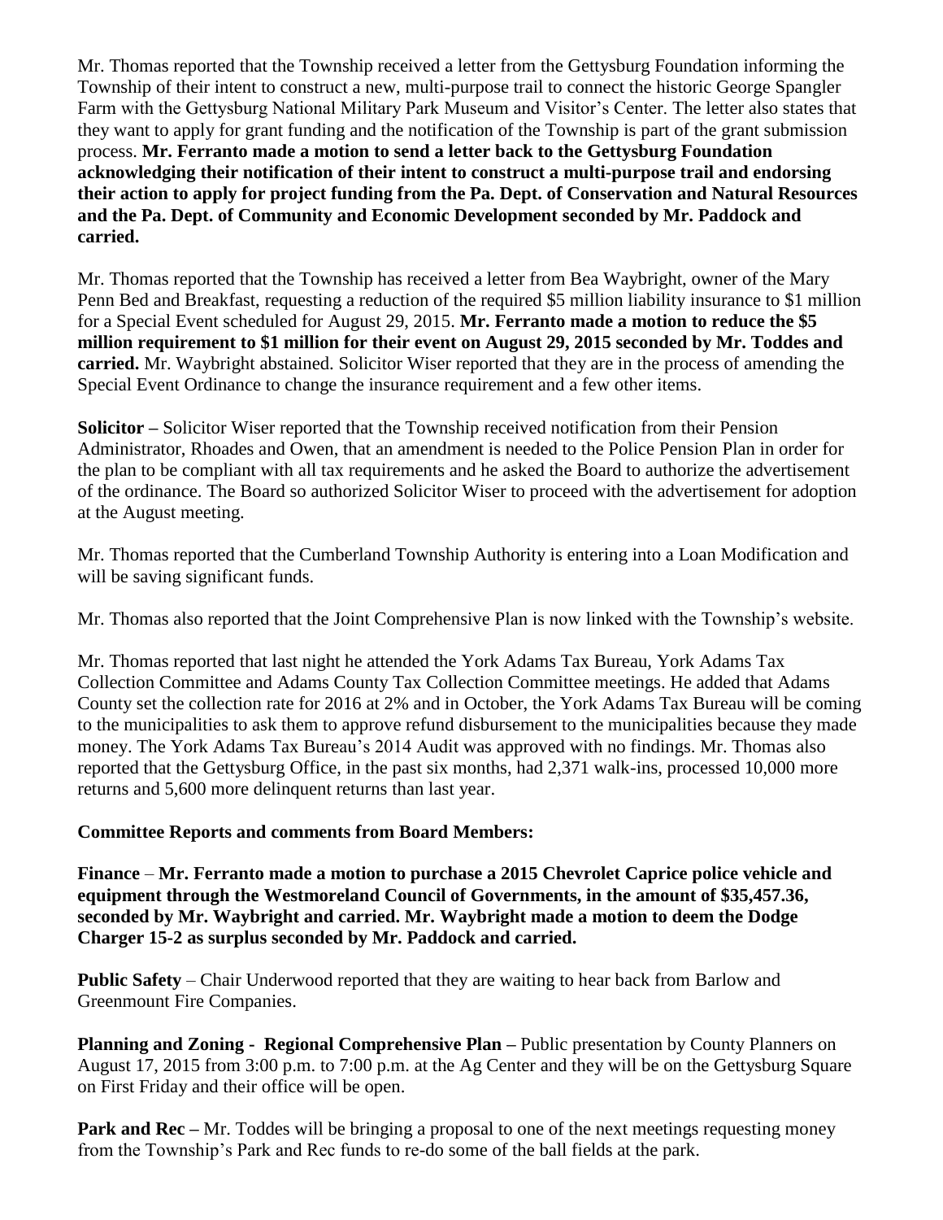Mr. Thomas reported that the Township received a letter from the Gettysburg Foundation informing the Township of their intent to construct a new, multi-purpose trail to connect the historic George Spangler Farm with the Gettysburg National Military Park Museum and Visitor's Center. The letter also states that they want to apply for grant funding and the notification of the Township is part of the grant submission process. **Mr. Ferranto made a motion to send a letter back to the Gettysburg Foundation acknowledging their notification of their intent to construct a multi-purpose trail and endorsing their action to apply for project funding from the Pa. Dept. of Conservation and Natural Resources and the Pa. Dept. of Community and Economic Development seconded by Mr. Paddock and carried.**

Mr. Thomas reported that the Township has received a letter from Bea Waybright, owner of the Mary Penn Bed and Breakfast, requesting a reduction of the required $5 million liability insurance to $1 million for a Special Event scheduled for August 29, 2015. **Mr. Ferranto made a motion to reduce the $5 million requirement to $1 million for their event on August 29, 2015 seconded by Mr. Toddes and carried.** Mr. Waybright abstained. Solicitor Wiser reported that they are in the process of amending the Special Event Ordinance to change the insurance requirement and a few other items.

**Solicitor –** Solicitor Wiser reported that the Township received notification from their Pension Administrator, Rhoades and Owen, that an amendment is needed to the Police Pension Plan in order for the plan to be compliant with all tax requirements and he asked the Board to authorize the advertisement of the ordinance. The Board so authorized Solicitor Wiser to proceed with the advertisement for adoption at the August meeting.

Mr. Thomas reported that the Cumberland Township Authority is entering into a Loan Modification and will be saving significant funds.

Mr. Thomas also reported that the Joint Comprehensive Plan is now linked with the Township's website.

Mr. Thomas reported that last night he attended the York Adams Tax Bureau, York Adams Tax Collection Committee and Adams County Tax Collection Committee meetings. He added that Adams County set the collection rate for 2016 at 2% and in October, the York Adams Tax Bureau will be coming to the municipalities to ask them to approve refund disbursement to the municipalities because they made money. The York Adams Tax Bureau's 2014 Audit was approved with no findings. Mr. Thomas also reported that the Gettysburg Office, in the past six months, had 2,371 walk-ins, processed 10,000 more returns and 5,600 more delinquent returns than last year.

**Committee Reports and comments from Board Members:**

**Finance** – **Mr. Ferranto made a motion to purchase a 2015 Chevrolet Caprice police vehicle and equipment through the Westmoreland Council of Governments, in the amount of $35,457.36, seconded by Mr. Waybright and carried. Mr. Waybright made a motion to deem the Dodge Charger 15-2 as surplus seconded by Mr. Paddock and carried.**

**Public Safety** – Chair Underwood reported that they are waiting to hear back from Barlow and Greenmount Fire Companies.

**Planning and Zoning - Regional Comprehensive Plan –** Public presentation by County Planners on August 17, 2015 from 3:00 p.m. to 7:00 p.m. at the Ag Center and they will be on the Gettysburg Square on First Friday and their office will be open.

**Park and Rec –** Mr. Toddes will be bringing a proposal to one of the next meetings requesting money from the Township's Park and Rec funds to re-do some of the ball fields at the park.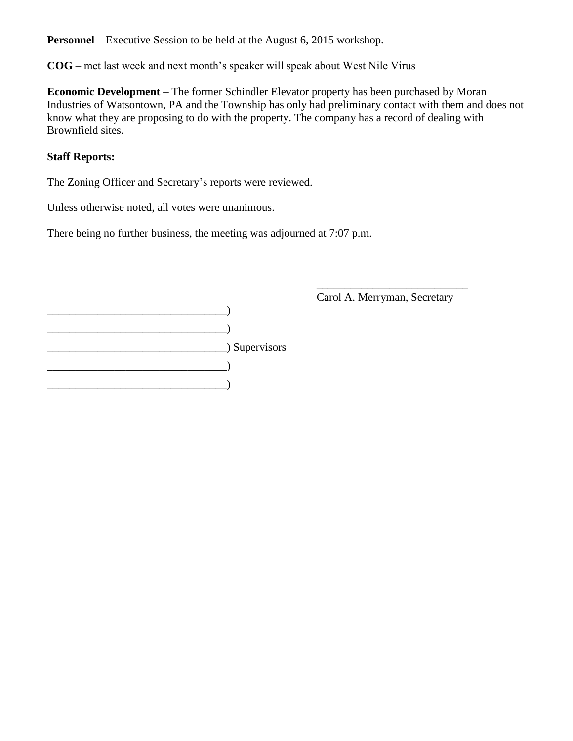**Personnel** – Executive Session to be held at the August 6, 2015 workshop.

**COG** – met last week and next month's speaker will speak about West Nile Virus

**Economic Development** – The former Schindler Elevator property has been purchased by Moran Industries of Watsontown, PA and the Township has only had preliminary contact with them and does not know what they are proposing to do with the property. The company has a record of dealing with Brownfield sites.

**Staff Reports:**

The Zoning Officer and Secretary's reports were reviewed.

Unless otherwise noted, all votes were unanimous.

There being no further business, the meeting was adjourned at 7:07 p.m.

___________________________
Carol A. Merryman, Secretary

________________________________)
________________________________)
________________________________) Supervisors
________________________________)
________________________________)